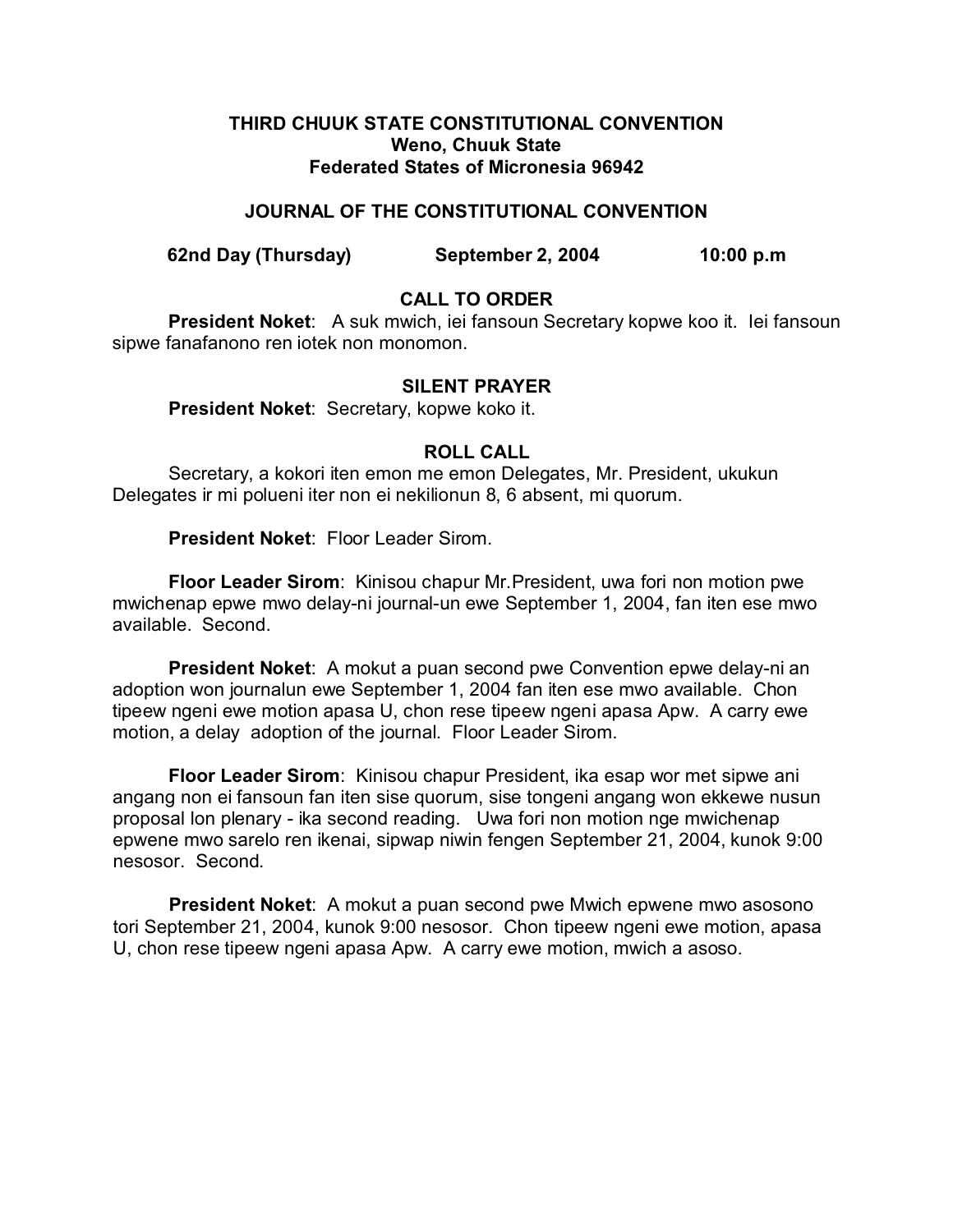**THIRD CHUUK STATE CONSTITUTIONAL CONVENTION**
**Weno, Chuuk State**
**Federated States of Micronesia 96942**

## JOURNAL OF THE CONSTITUTIONAL CONVENTION

**62nd Day (Thursday) September 2, 2004 10:00 p.m**

### CALL TO ORDER

**President Noket**: A suk mwich, iei fansoun Secretary kopwe koo it. Iei fansoun sipwe fanafanono ren iotek non monomon.

### SILENT PRAYER

**President Noket**: Secretary, kopwe koko it.

### ROLL CALL

Secretary, a kokori iten emon me emon Delegates, Mr. President, ukukun Delegates ir mi polueni iter non ei nekilionun 8, 6 absent, mi quorum.

**President Noket**: Floor Leader Sirom.

**Floor Leader Sirom**: Kinisou chapur Mr.President, uwa fori non motion pwe mwichenap epwe mwo delay-ni journal-un ewe September 1, 2004, fan iten ese mwo available. Second.

**President Noket**: A mokut a puan second pwe Convention epwe delay-ni an adoption won journalun ewe September 1, 2004 fan iten ese mwo available. Chon tipeew ngeni ewe motion apasa U, chon rese tipeew ngeni apasa Apw. A carry ewe motion, a delay adoption of the journal. Floor Leader Sirom.

**Floor Leader Sirom**: Kinisou chapur President, ika esap wor met sipwe ani angang non ei fansoun fan iten sise quorum, sise tongeni angang won ekkewe nusun proposal lon plenary - ika second reading. Uwa fori non motion nge mwichenap epwene mwo sarelo ren ikenai, sipwap niwin fengen September 21, 2004, kunok 9:00 nesosor. Second.

**President Noket**: A mokut a puan second pwe Mwich epwene mwo asosono tori September 21, 2004, kunok 9:00 nesosor. Chon tipeew ngeni ewe motion, apasa U, chon rese tipeew ngeni apasa Apw. A carry ewe motion, mwich a asoso.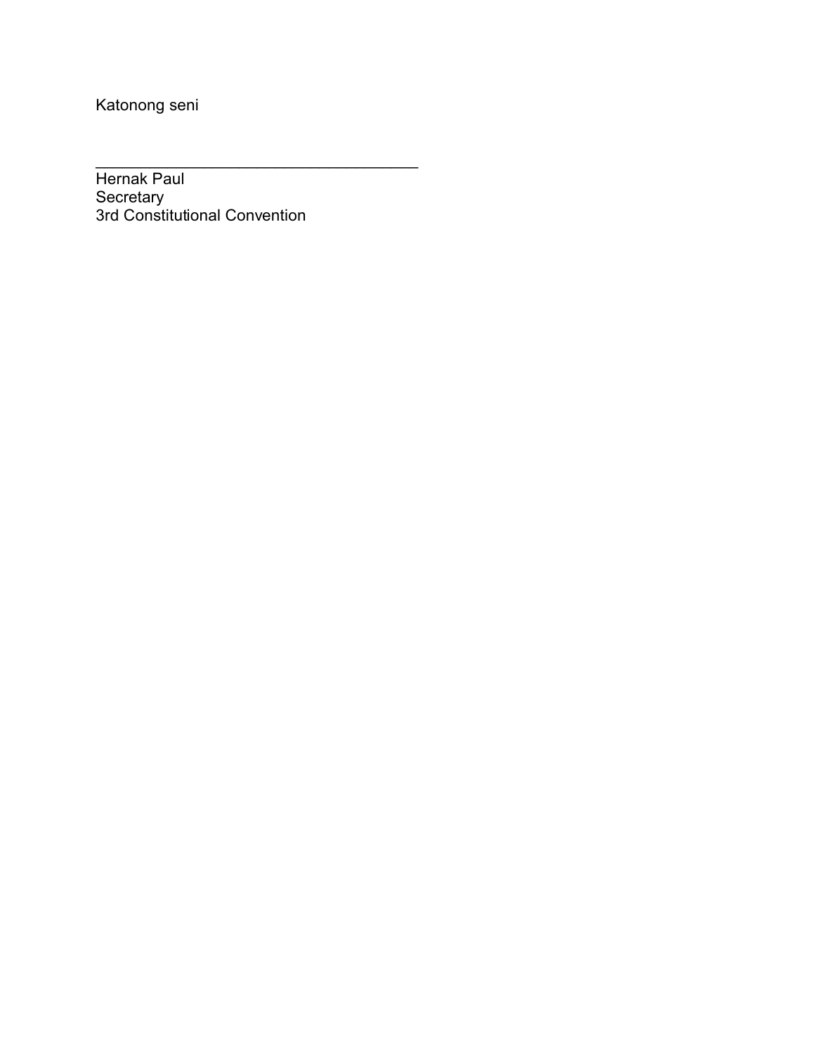Katonong seni

_______________________________________
Hernak Paul
Secretary
3rd Constitutional Convention